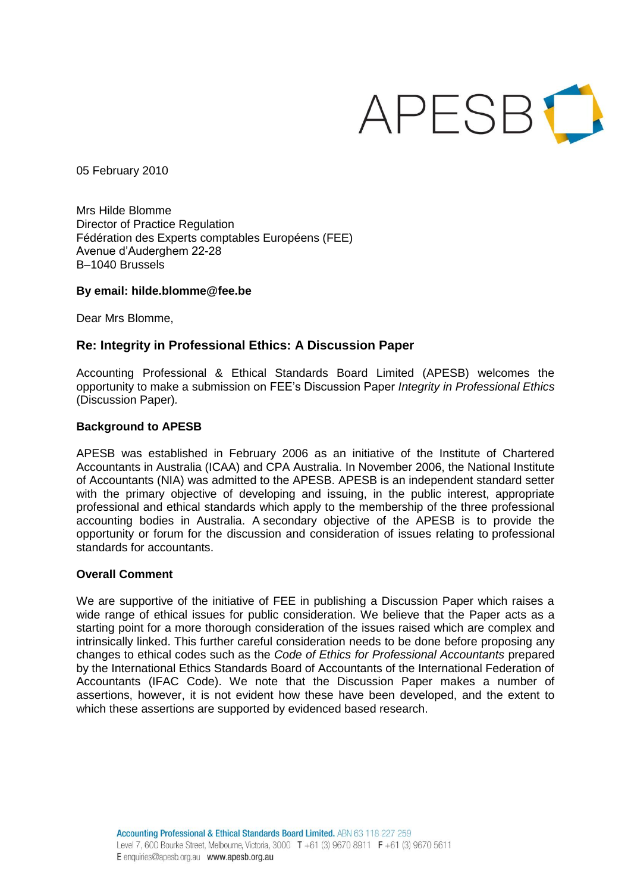APESB

05 February 2010

Mrs Hilde Blomme
Director of Practice Regulation
Fédération des Experts comptables Européens (FEE)
Avenue d'Auderghem 22-28
B–1040 Brussels

**By email: hilde.blomme@fee.be**

Dear Mrs Blomme,

## Re: Integrity in Professional Ethics: A Discussion Paper

Accounting Professional & Ethical Standards Board Limited (APESB) welcomes the opportunity to make a submission on FEE's Discussion Paper *Integrity in Professional Ethics* (Discussion Paper).

### Background to APESB

APESB was established in February 2006 as an initiative of the Institute of Chartered Accountants in Australia (ICAA) and CPA Australia. In November 2006, the National Institute of Accountants (NIA) was admitted to the APESB. APESB is an independent standard setter with the primary objective of developing and issuing, in the public interest, appropriate professional and ethical standards which apply to the membership of the three professional accounting bodies in Australia. A secondary objective of the APESB is to provide the opportunity or forum for the discussion and consideration of issues relating to professional standards for accountants.

### Overall Comment

We are supportive of the initiative of FEE in publishing a Discussion Paper which raises a wide range of ethical issues for public consideration. We believe that the Paper acts as a starting point for a more thorough consideration of the issues raised which are complex and intrinsically linked. This further careful consideration needs to be done before proposing any changes to ethical codes such as the *Code of Ethics for Professional Accountants* prepared by the International Ethics Standards Board of Accountants of the International Federation of Accountants (IFAC Code). We note that the Discussion Paper makes a number of assertions, however, it is not evident how these have been developed, and the extent to which these assertions are supported by evidenced based research.

**Accounting Professional & Ethical Standards Board Limited.** ABN 63 118 227 259
Level 7, 600 Bourke Street, Melbourne, Victoria, 3000 T +61 (3) 9670 8911 F +61 (3) 9670 5611
E enquiries@apesb.org.au www.apesb.org.au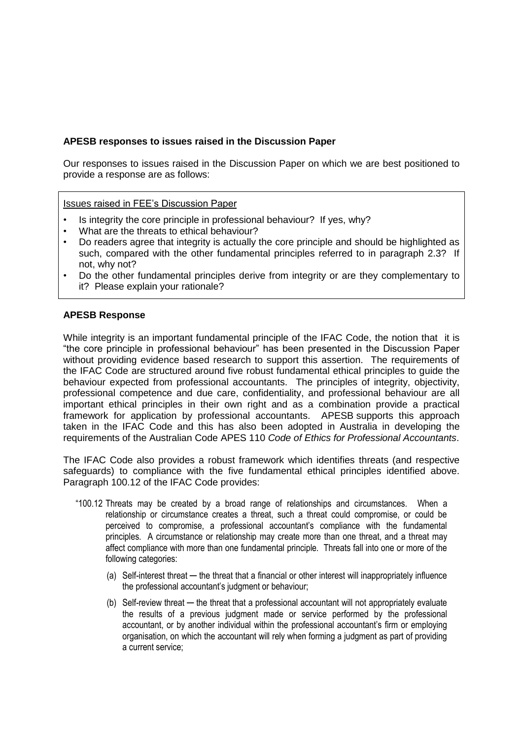**APESB responses to issues raised in the Discussion Paper**

Our responses to issues raised in the Discussion Paper on which we are best positioned to provide a response are as follows:

Issues raised in FEE's Discussion Paper

- Is integrity the core principle in professional behaviour? If yes, why?
- What are the threats to ethical behaviour?
- Do readers agree that integrity is actually the core principle and should be highlighted as such, compared with the other fundamental principles referred to in paragraph 2.3? If not, why not?
- Do the other fundamental principles derive from integrity or are they complementary to it? Please explain your rationale?

**APESB Response**

While integrity is an important fundamental principle of the IFAC Code, the notion that it is "the core principle in professional behaviour" has been presented in the Discussion Paper without providing evidence based research to support this assertion. The requirements of the IFAC Code are structured around five robust fundamental ethical principles to guide the behaviour expected from professional accountants. The principles of integrity, objectivity, professional competence and due care, confidentiality, and professional behaviour are all important ethical principles in their own right and as a combination provide a practical framework for application by professional accountants. APESB supports this approach taken in the IFAC Code and this has also been adopted in Australia in developing the requirements of the Australian Code APES 110 *Code of Ethics for Professional Accountants*.

The IFAC Code also provides a robust framework which identifies threats (and respective safeguards) to compliance with the five fundamental ethical principles identified above. Paragraph 100.12 of the IFAC Code provides:

> "100.12 Threats may be created by a broad range of relationships and circumstances. When a relationship or circumstance creates a threat, such a threat could compromise, or could be perceived to compromise, a professional accountant's compliance with the fundamental principles. A circumstance or relationship may create more than one threat, and a threat may affect compliance with more than one fundamental principle. Threats fall into one or more of the following categories:
>
> (a) Self-interest threat ─ the threat that a financial or other interest will inappropriately influence the professional accountant's judgment or behaviour;
>
> (b) Self-review threat ─ the threat that a professional accountant will not appropriately evaluate the results of a previous judgment made or service performed by the professional accountant, or by another individual within the professional accountant's firm or employing organisation, on which the accountant will rely when forming a judgment as part of providing a current service;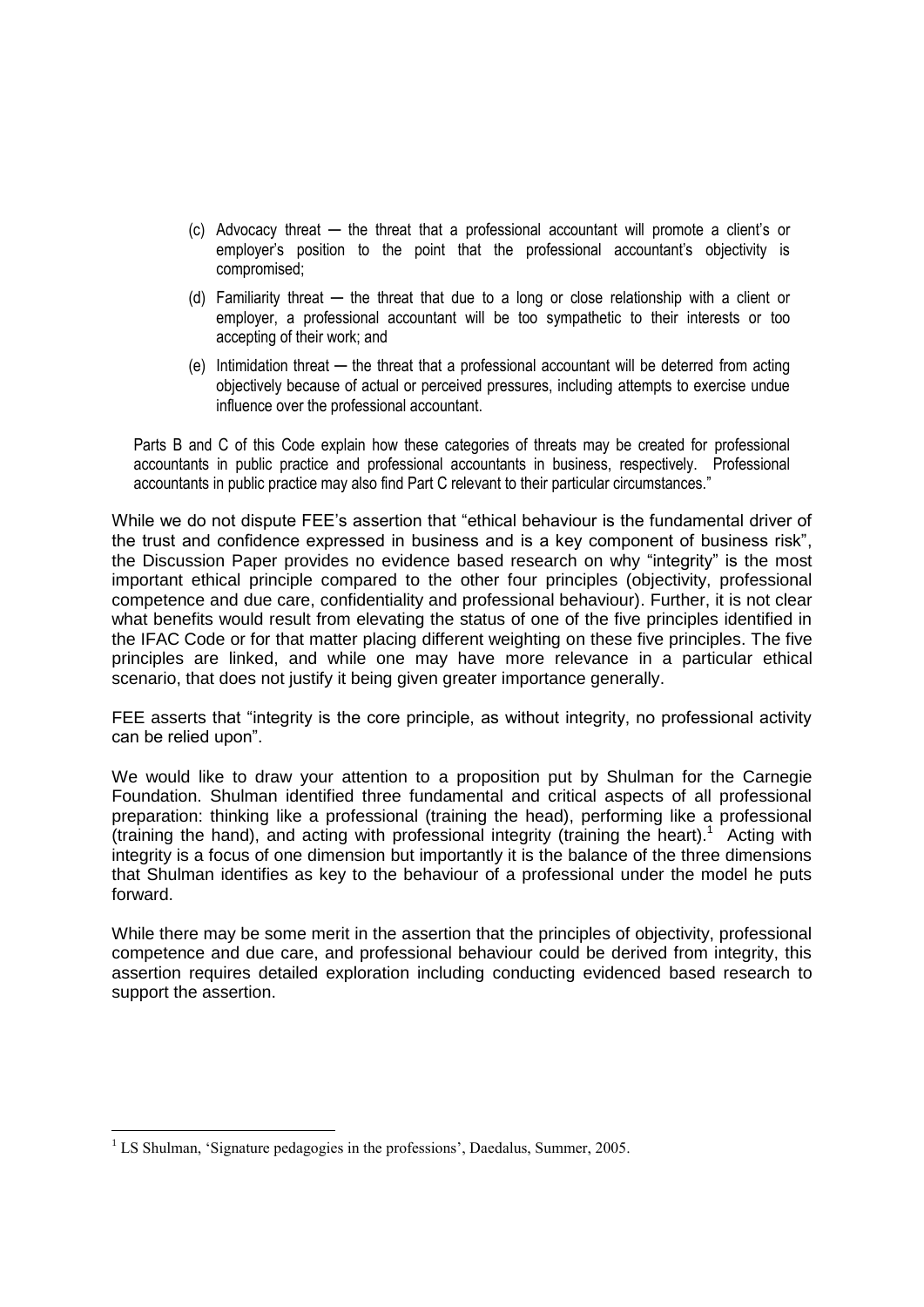(c) Advocacy threat ─ the threat that a professional accountant will promote a client's or employer's position to the point that the professional accountant's objectivity is compromised;

(d) Familiarity threat ─ the threat that due to a long or close relationship with a client or employer, a professional accountant will be too sympathetic to their interests or too accepting of their work; and

(e) Intimidation threat ─ the threat that a professional accountant will be deterred from acting objectively because of actual or perceived pressures, including attempts to exercise undue influence over the professional accountant.

Parts B and C of this Code explain how these categories of threats may be created for professional accountants in public practice and professional accountants in business, respectively. Professional accountants in public practice may also find Part C relevant to their particular circumstances."

While we do not dispute FEE's assertion that "ethical behaviour is the fundamental driver of the trust and confidence expressed in business and is a key component of business risk", the Discussion Paper provides no evidence based research on why "integrity" is the most important ethical principle compared to the other four principles (objectivity, professional competence and due care, confidentiality and professional behaviour). Further, it is not clear what benefits would result from elevating the status of one of the five principles identified in the IFAC Code or for that matter placing different weighting on these five principles. The five principles are linked, and while one may have more relevance in a particular ethical scenario, that does not justify it being given greater importance generally.

FEE asserts that "integrity is the core principle, as without integrity, no professional activity can be relied upon".

We would like to draw your attention to a proposition put by Shulman for the Carnegie Foundation. Shulman identified three fundamental and critical aspects of all professional preparation: thinking like a professional (training the head), performing like a professional (training the hand), and acting with professional integrity (training the heart).[1] Acting with integrity is a focus of one dimension but importantly it is the balance of the three dimensions that Shulman identifies as key to the behaviour of a professional under the model he puts forward.

While there may be some merit in the assertion that the principles of objectivity, professional competence and due care, and professional behaviour could be derived from integrity, this assertion requires detailed exploration including conducting evidenced based research to support the assertion.

---

[1] LS Shulman, 'Signature pedagogies in the professions', Daedalus, Summer, 2005.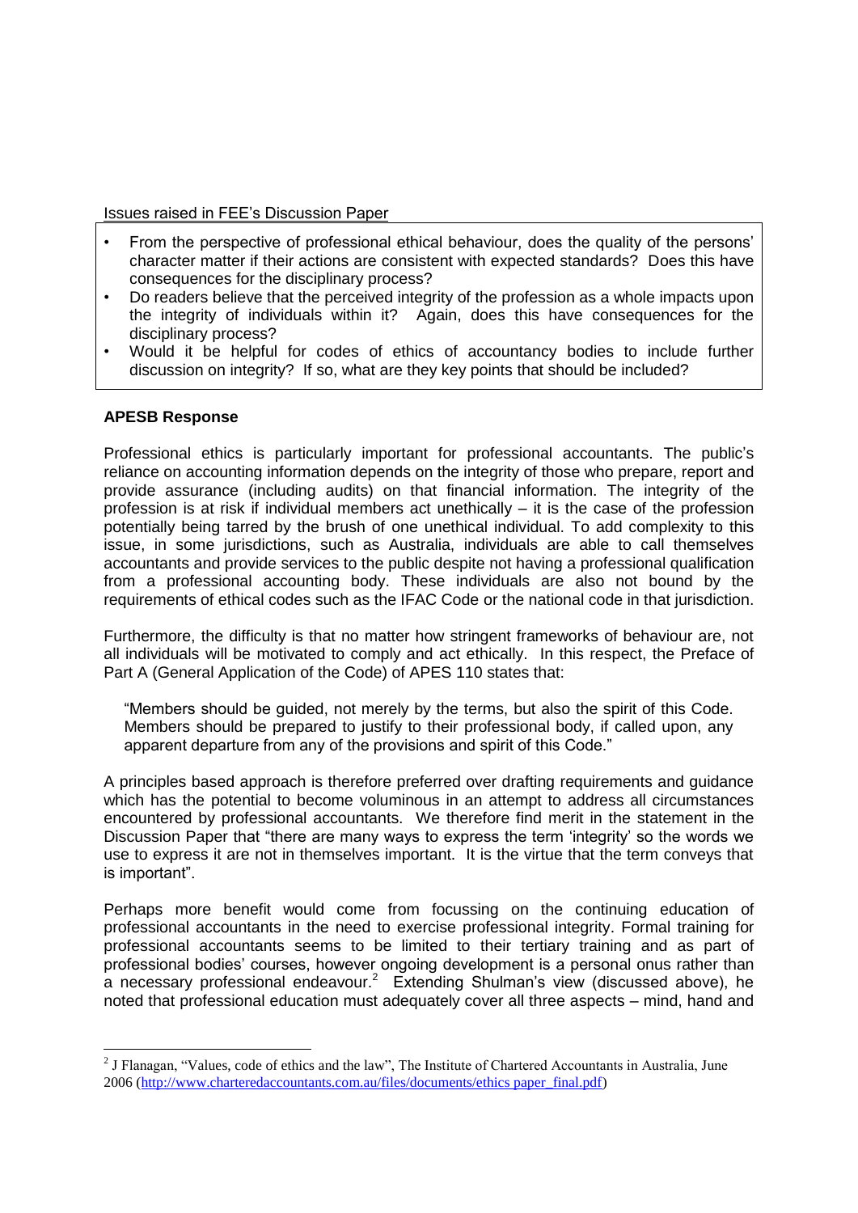Issues raised in FEE's Discussion Paper

- From the perspective of professional ethical behaviour, does the quality of the persons' character matter if their actions are consistent with expected standards? Does this have consequences for the disciplinary process?
- Do readers believe that the perceived integrity of the profession as a whole impacts upon the integrity of individuals within it? Again, does this have consequences for the disciplinary process?
- Would it be helpful for codes of ethics of accountancy bodies to include further discussion on integrity? If so, what are they key points that should be included?

**APESB Response**

Professional ethics is particularly important for professional accountants. The public's reliance on accounting information depends on the integrity of those who prepare, report and provide assurance (including audits) on that financial information. The integrity of the profession is at risk if individual members act unethically – it is the case of the profession potentially being tarred by the brush of one unethical individual. To add complexity to this issue, in some jurisdictions, such as Australia, individuals are able to call themselves accountants and provide services to the public despite not having a professional qualification from a professional accounting body. These individuals are also not bound by the requirements of ethical codes such as the IFAC Code or the national code in that jurisdiction.

Furthermore, the difficulty is that no matter how stringent frameworks of behaviour are, not all individuals will be motivated to comply and act ethically. In this respect, the Preface of Part A (General Application of the Code) of APES 110 states that:

> "Members should be guided, not merely by the terms, but also the spirit of this Code. Members should be prepared to justify to their professional body, if called upon, any apparent departure from any of the provisions and spirit of this Code."

A principles based approach is therefore preferred over drafting requirements and guidance which has the potential to become voluminous in an attempt to address all circumstances encountered by professional accountants. We therefore find merit in the statement in the Discussion Paper that "there are many ways to express the term 'integrity' so the words we use to express it are not in themselves important. It is the virtue that the term conveys that is important".

Perhaps more benefit would come from focussing on the continuing education of professional accountants in the need to exercise professional integrity. Formal training for professional accountants seems to be limited to their tertiary training and as part of professional bodies' courses, however ongoing development is a personal onus rather than a necessary professional endeavour.[2] Extending Shulman's view (discussed above), he noted that professional education must adequately cover all three aspects – mind, hand and

---

[2] J Flanagan, "Values, code of ethics and the law", The Institute of Chartered Accountants in Australia, June 2006 (http://www.charteredaccountants.com.au/files/documents/ethics paper_final.pdf)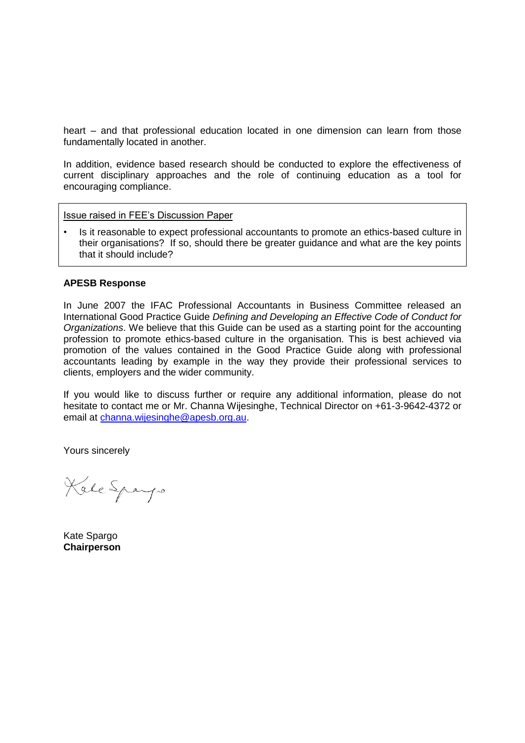heart – and that professional education located in one dimension can learn from those fundamentally located in another.

In addition, evidence based research should be conducted to explore the effectiveness of current disciplinary approaches and the role of continuing education as a tool for encouraging compliance.

> Issue raised in FEE's Discussion Paper
>
> - Is it reasonable to expect professional accountants to promote an ethics-based culture in their organisations? If so, should there be greater guidance and what are the key points that it should include?

**APESB Response**

In June 2007 the IFAC Professional Accountants in Business Committee released an International Good Practice Guide *Defining and Developing an Effective Code of Conduct for Organizations*. We believe that this Guide can be used as a starting point for the accounting profession to promote ethics-based culture in the organisation. This is best achieved via promotion of the values contained in the Good Practice Guide along with professional accountants leading by example in the way they provide their professional services to clients, employers and the wider community.

If you would like to discuss further or require any additional information, please do not hesitate to contact me or Mr. Channa Wijesinghe, Technical Director on +61-3-9642-4372 or email at channa.wijesinghe@apesb.org.au.

Yours sincerely

Kate Spargo

Kate Spargo
**Chairperson**